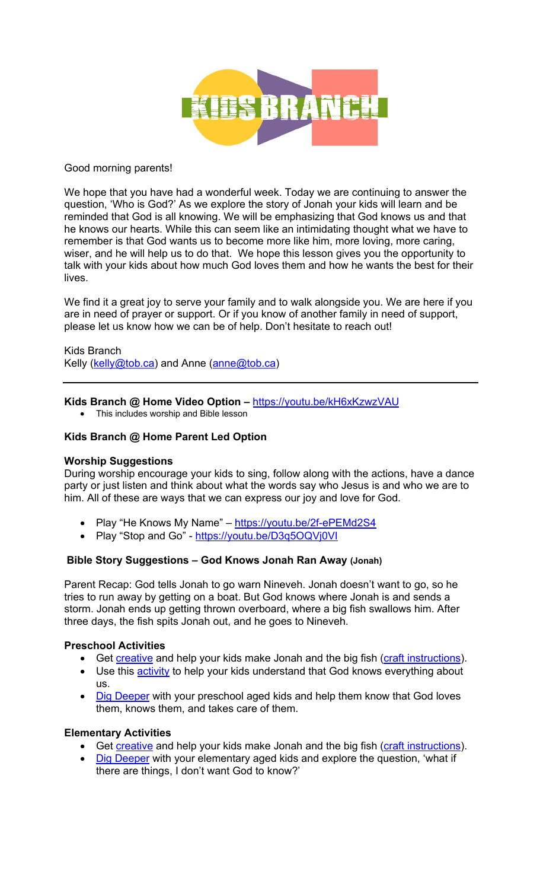Good morning parents!

We hope that you have had a wonderful week. Today we are continuing to answer the question, 'Who is God?' As we explore the story of Jonah your kids will learn and be reminded that God is all knowing. We will be emphasizing that God knows us and that he knows our hearts. While this can seem like an intimidating thought what we have to remember is that God wants us to become more like him, more loving, more caring, wiser, and he will help us to do that. We hope this lesson gives you the opportunity to talk with your kids about how much God loves them and how he wants the best for their lives.

We find it a great joy to serve your family and to walk alongside you. We are here if you are in need of prayer or support. Or if you know of another family in need of support, please let us know how we can be of help. Don't hesitate to reach out!

Kids Branch
Kelly (kelly@tob.ca) and Anne (anne@tob.ca)

---

**Kids Branch @ Home Video Option –** https://youtu.be/kH6xKzwzVAU

- This includes worship and Bible lesson

**Kids Branch @ Home Parent Led Option**

**Worship Suggestions**

During worship encourage your kids to sing, follow along with the actions, have a dance party or just listen and think about what the words say who Jesus is and who we are to him. All of these are ways that we can express our joy and love for God.

- Play "He Knows My Name" – https://youtu.be/2f-ePEMd2S4
- Play "Stop and Go" - https://youtu.be/D3q5OQVj0VI

**Bible Story Suggestions – God Knows Jonah Ran Away (Jonah)**

Parent Recap: God tells Jonah to go warn Nineveh. Jonah doesn't want to go, so he tries to run away by getting on a boat. But God knows where Jonah is and sends a storm. Jonah ends up getting thrown overboard, where a big fish swallows him. After three days, the fish spits Jonah out, and he goes to Nineveh.

**Preschool Activities**

- Get creative and help your kids make Jonah and the big fish (craft instructions).
- Use this activity to help your kids understand that God knows everything about us.
- Dig Deeper with your preschool aged kids and help them know that God loves them, knows them, and takes care of them.

**Elementary Activities**

- Get creative and help your kids make Jonah and the big fish (craft instructions).
- Dig Deeper with your elementary aged kids and explore the question, 'what if there are things, I don't want God to know?'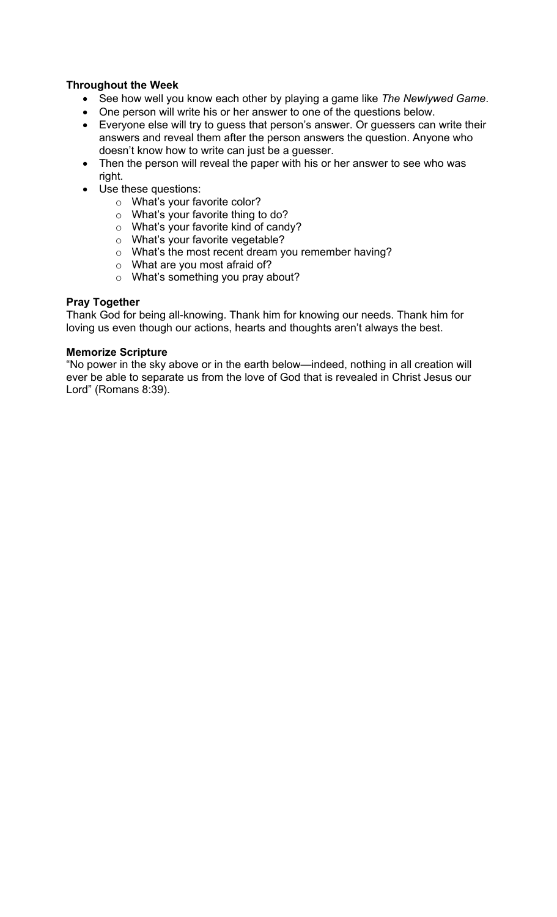**Throughout the Week**

- See how well you know each other by playing a game like *The Newlywed Game*.
- One person will write his or her answer to one of the questions below.
- Everyone else will try to guess that person's answer. Or guessers can write their answers and reveal them after the person answers the question. Anyone who doesn't know how to write can just be a guesser.
- Then the person will reveal the paper with his or her answer to see who was right.
- Use these questions:
  - What's your favorite color?
  - What's your favorite thing to do?
  - What's your favorite kind of candy?
  - What's your favorite vegetable?
  - What's the most recent dream you remember having?
  - What are you most afraid of?
  - What's something you pray about?

**Pray Together**

Thank God for being all-knowing. Thank him for knowing our needs. Thank him for loving us even though our actions, hearts and thoughts aren't always the best.

**Memorize Scripture**

"No power in the sky above or in the earth below—indeed, nothing in all creation will ever be able to separate us from the love of God that is revealed in Christ Jesus our Lord" (Romans 8:39).